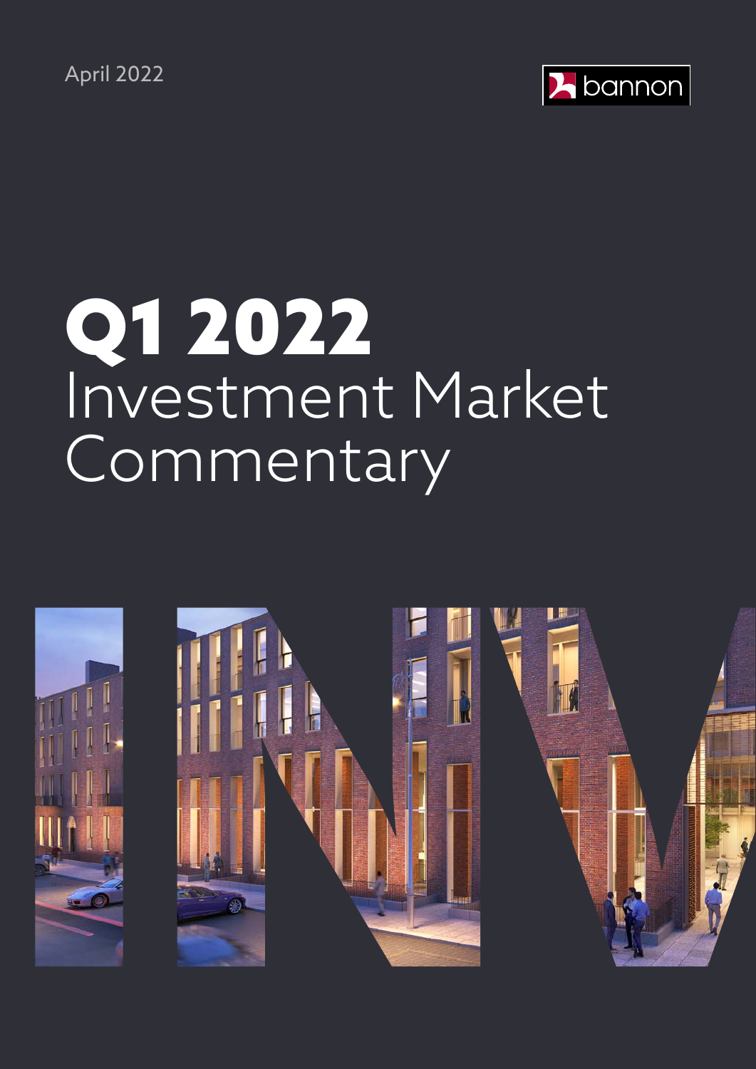April 2022

bannon

# Q1 2022
# Investment Market Commentary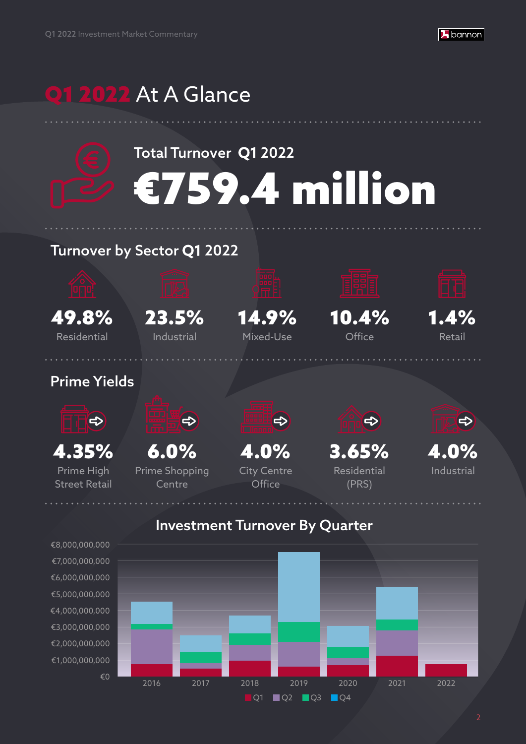# Q1 2022 At A Glance

## Total Turnover Q1 2022

**€759.4 million**

## Turnover by Sector Q1 2022

**49.8%** Residential

**23.5%** Industrial

**14.9%** Mixed-Use

**10.4%** Office

**1.4%** Retail

## Prime Yields

**4.35%** Prime High Street Retail

**6.0%** Prime Shopping Centre

**4.0%** City Centre Office

**3.65%** Residential (PRS)

**4.0%** Industrial

## Investment Turnover By Quarter

€8,000,000,000
€7,000,000,000
€6,000,000,000
€5,000,000,000
€4,000,000,000
€3,000,000,000
€2,000,000,000
€1,000,000,000
€0

2016 2017 2018 2019 2020 2021 2022

Q1 Q2 Q3 Q4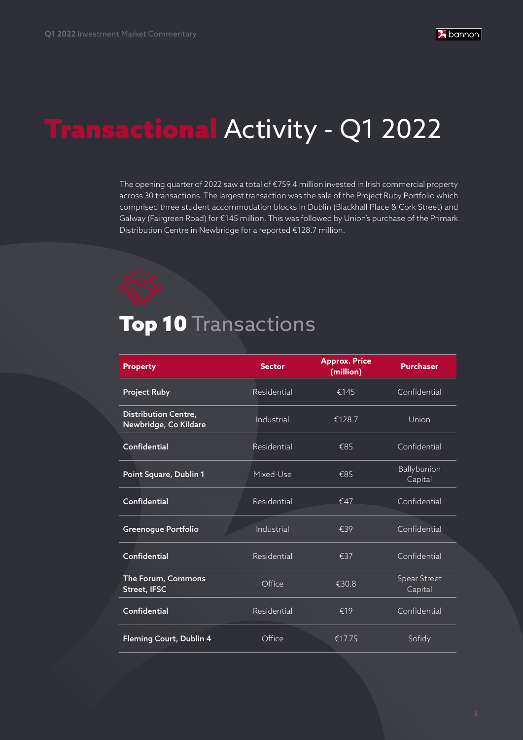# Transactional Activity - Q1 2022

The opening quarter of 2022 saw a total of €759.4 million invested in Irish commercial property across 30 transactions. The largest transaction was the sale of the Project Ruby Portfolio which comprised three student accommodation blocks in Dublin (Blackhall Place & Cork Street) and Galway (Fairgreen Road) for €145 million. This was followed by Union's purchase of the Primark Distribution Centre in Newbridge for a reported €128.7 million.

## Top 10 Transactions

| Property | Sector | Approx. Price (million) | Purchaser |
|---|---|---|---|
| **Project Ruby** | Residential | €145 | Confidential |
| **Distribution Centre, Newbridge, Co Kildare** | Industrial | €128.7 | Union |
| **Confidential** | Residential | €85 | Confidential |
| **Point Square, Dublin 1** | Mixed-Use | €85 | Ballybunion Capital |
| **Confidential** | Residential | €47 | Confidential |
| **Greenogue Portfolio** | Industrial | €39 | Confidential |
| **Confidential** | Residential | €37 | Confidential |
| **The Forum, Commons Street, IFSC** | Office | €30.8 | Spear Street Capital |
| **Confidential** | Residential | €19 | Confidential |
| **Fleming Court, Dublin 4** | Office | €17.75 | Sofidy |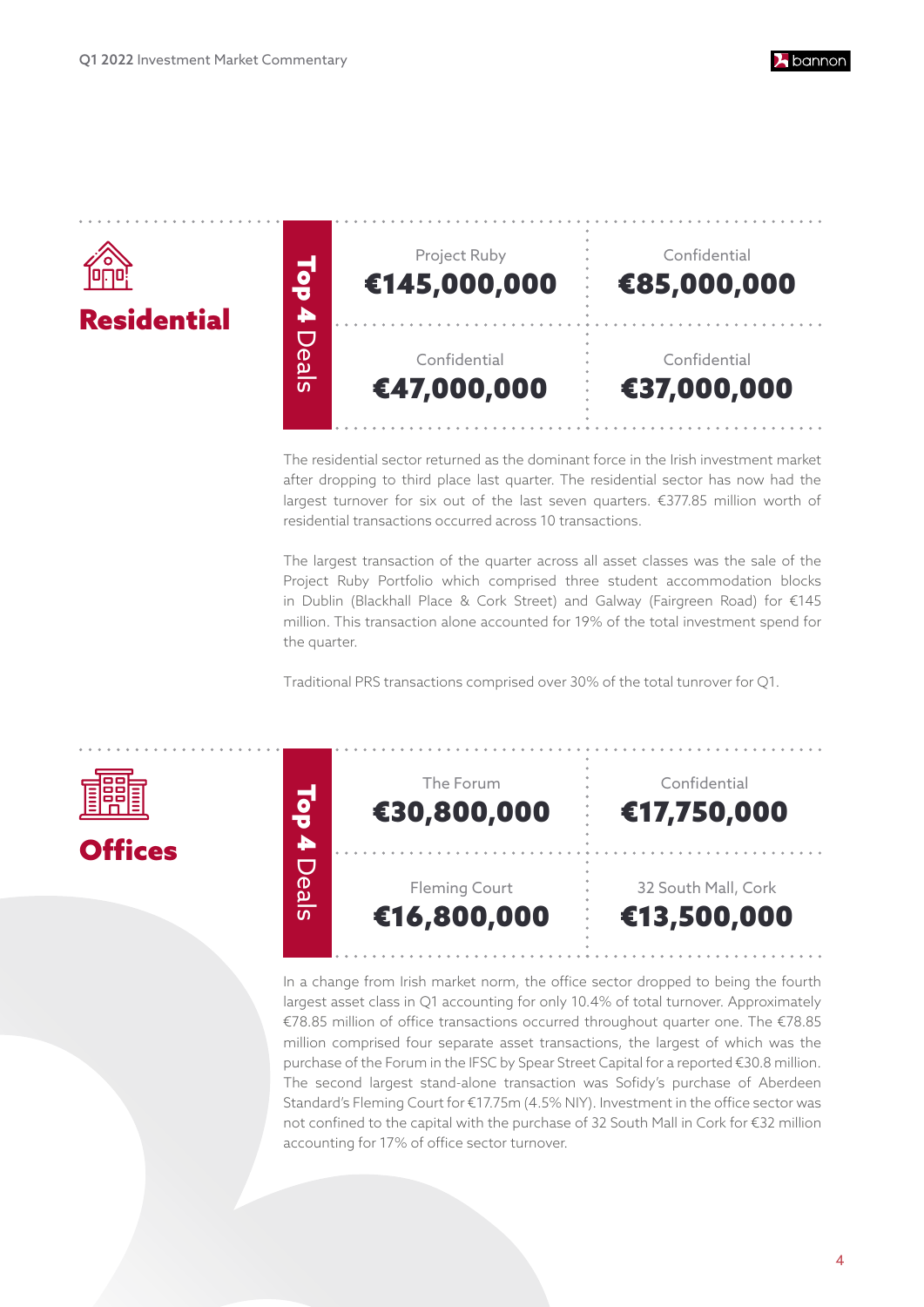## Residential

**Top 4 Deals**

| | |
|---|---|
| Project Ruby **€145,000,000** | Confidential **€85,000,000** |
| Confidential **€47,000,000** | Confidential **€37,000,000** |

The residential sector returned as the dominant force in the Irish investment market after dropping to third place last quarter. The residential sector has now had the largest turnover for six out of the last seven quarters. €377.85 million worth of residential transactions occurred across 10 transactions.

The largest transaction of the quarter across all asset classes was the sale of the Project Ruby Portfolio which comprised three student accommodation blocks in Dublin (Blackhall Place & Cork Street) and Galway (Fairgreen Road) for €145 million. This transaction alone accounted for 19% of the total investment spend for the quarter.

Traditional PRS transactions comprised over 30% of the total tunrover for Q1.

## Offices

**Top 4 Deals**

| | |
|---|---|
| The Forum **€30,800,000** | Confidential **€17,750,000** |
| Fleming Court **€16,800,000** | 32 South Mall, Cork **€13,500,000** |

In a change from Irish market norm, the office sector dropped to being the fourth largest asset class in Q1 accounting for only 10.4% of total turnover. Approximately €78.85 million of office transactions occurred throughout quarter one. The €78.85 million comprised four separate asset transactions, the largest of which was the purchase of the Forum in the IFSC by Spear Street Capital for a reported €30.8 million. The second largest stand-alone transaction was Sofidy's purchase of Aberdeen Standard's Fleming Court for €17.75m (4.5% NIY). Investment in the office sector was not confined to the capital with the purchase of 32 South Mall in Cork for €32 million accounting for 17% of office sector turnover.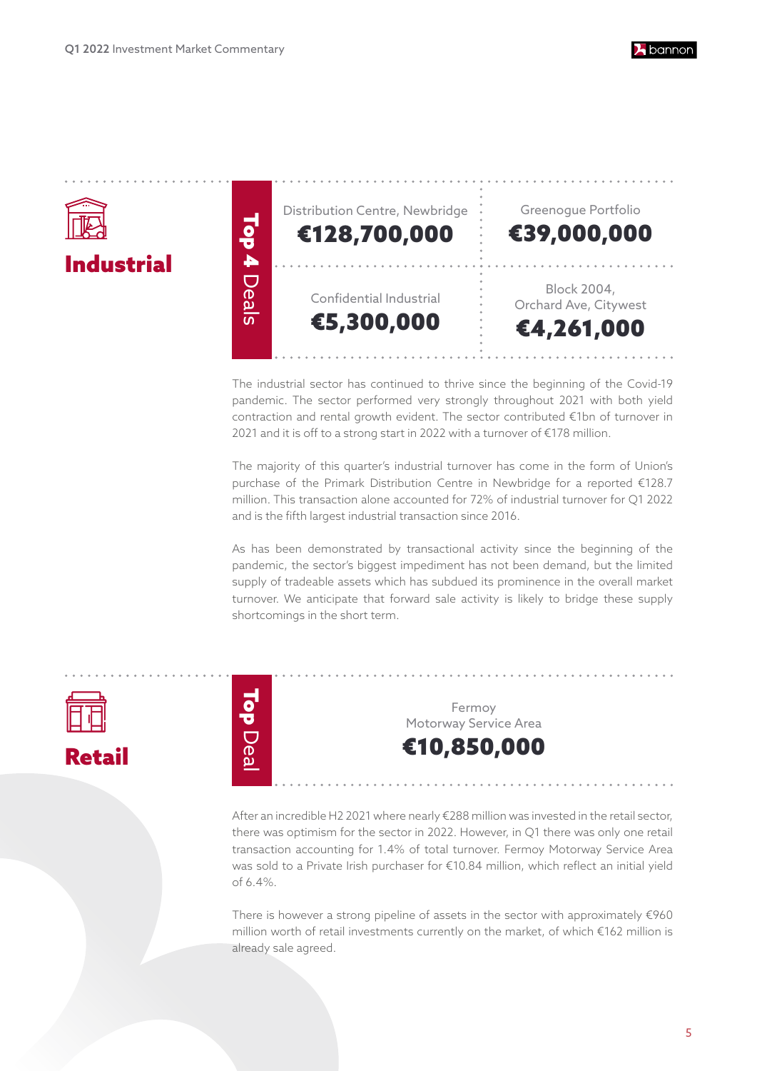## Industrial

**Top 4 Deals**

| | |
|---|---|
| Distribution Centre, Newbridge<br>**€128,700,000** | Greenogue Portfolio<br>**€39,000,000** |
| Confidential Industrial<br>**€5,300,000** | Block 2004, Orchard Ave, Citywest<br>**€4,261,000** |

The industrial sector has continued to thrive since the beginning of the Covid-19 pandemic. The sector performed very strongly throughout 2021 with both yield contraction and rental growth evident. The sector contributed €1bn of turnover in 2021 and it is off to a strong start in 2022 with a turnover of €178 million.

The majority of this quarter's industrial turnover has come in the form of Union's purchase of the Primark Distribution Centre in Newbridge for a reported €128.7 million. This transaction alone accounted for 72% of industrial turnover for Q1 2022 and is the fifth largest industrial transaction since 2016.

As has been demonstrated by transactional activity since the beginning of the pandemic, the sector's biggest impediment has not been demand, but the limited supply of tradeable assets which has subdued its prominence in the overall market turnover. We anticipate that forward sale activity is likely to bridge these supply shortcomings in the short term.

## Retail

**Top Deal**

Fermoy Motorway Service Area
**€10,850,000**

After an incredible H2 2021 where nearly €288 million was invested in the retail sector, there was optimism for the sector in 2022. However, in Q1 there was only one retail transaction accounting for 1.4% of total turnover. Fermoy Motorway Service Area was sold to a Private Irish purchaser for €10.84 million, which reflect an initial yield of 6.4%.

There is however a strong pipeline of assets in the sector with approximately €960 million worth of retail investments currently on the market, of which €162 million is already sale agreed.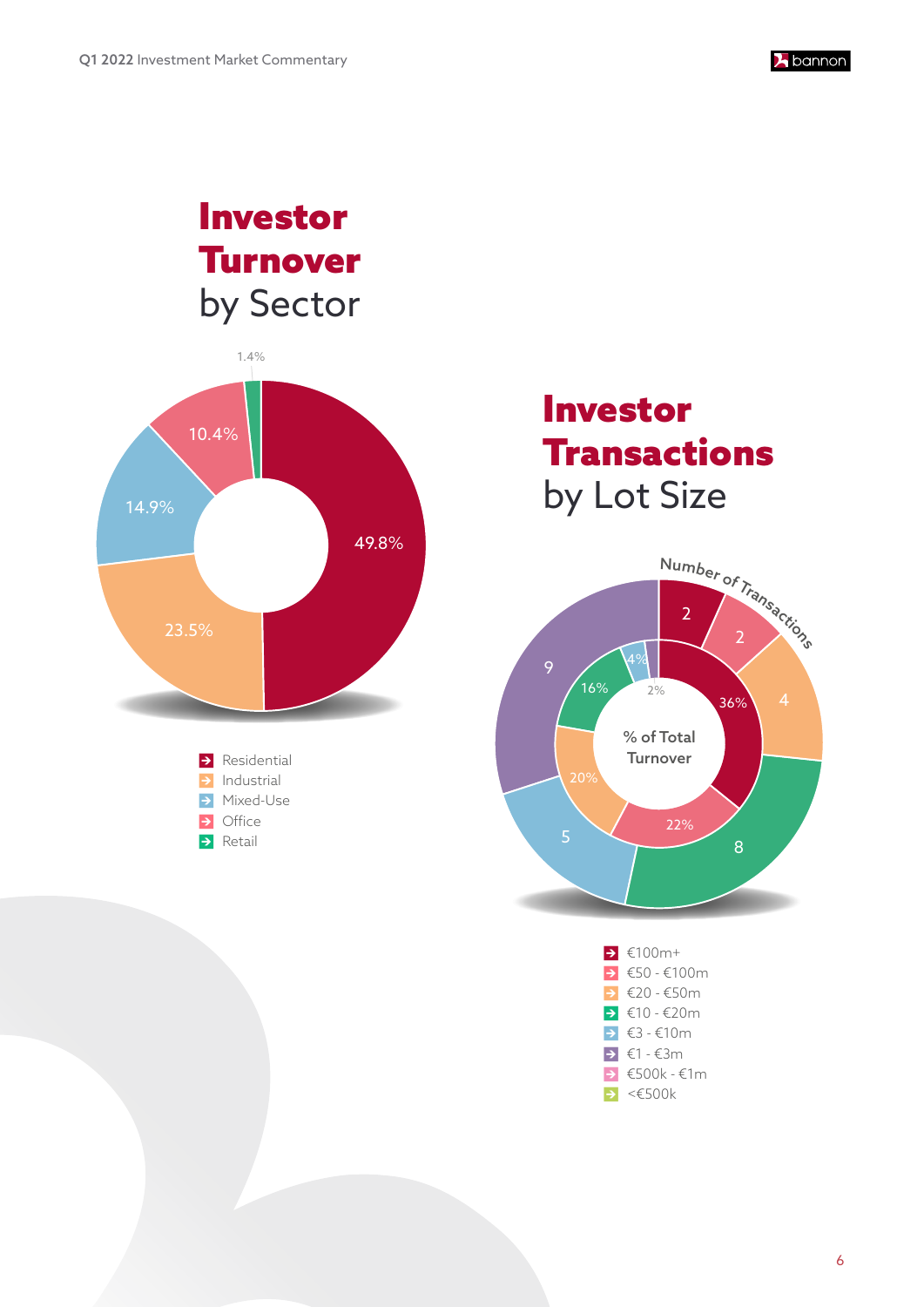# Investor Turnover by Sector

1.4%

10.4%

14.9%

49.8%

23.5%

- Residential
- Industrial
- Mixed-Use
- Office
- Retail

# Investor Transactions by Lot Size

Number of Transactions

2

2

4

8

5

9

% of Total Turnover

36%

22%

20%

16%

4%

2%

- €100m+
- €50 - €100m
- €20 - €50m
- €10 - €20m
- €3 - €10m
- €1 - €3m
- €500k - €1m
- <€500k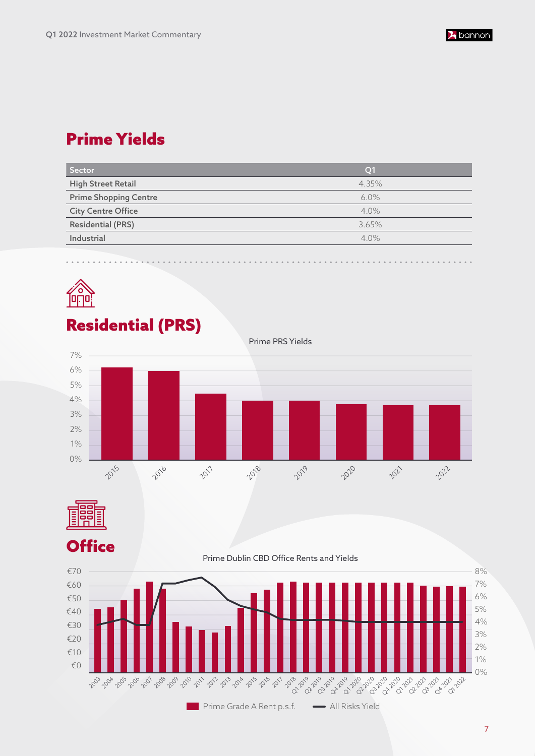## Prime Yields

| Sector | Q1 |
|---|---|
| High Street Retail | 4.35% |
| Prime Shopping Centre | 6.0% |
| City Centre Office | 4.0% |
| Residential (PRS) | 3.65% |
| Industrial | 4.0% |

## Residential (PRS)

Prime PRS Yields

7%
6%
5%
4%
3%
2%
1%
0%

2015 2016 2017 2018 2019 2020 2021 2022

## Office

Prime Dublin CBD Office Rents and Yields

€70
€60
€50
€40
€30
€20
€10
€0

8%
7%
6%
5%
4%
3%
2%
1%
0%

2003 2004 2005 2006 2007 2008 2009 2010 2011 2012 2013 2014 2015 2016 2017 2018 Q1 2019 Q2 2019 Q3 2019 Q4 2019 Q1 2020 Q2 2020 Q3 2020 Q4 2020 Q1 2021 Q2 2021 Q3 2021 Q4 2021 Q1 2022

Prime Grade A Rent p.s.f.
All Risks Yield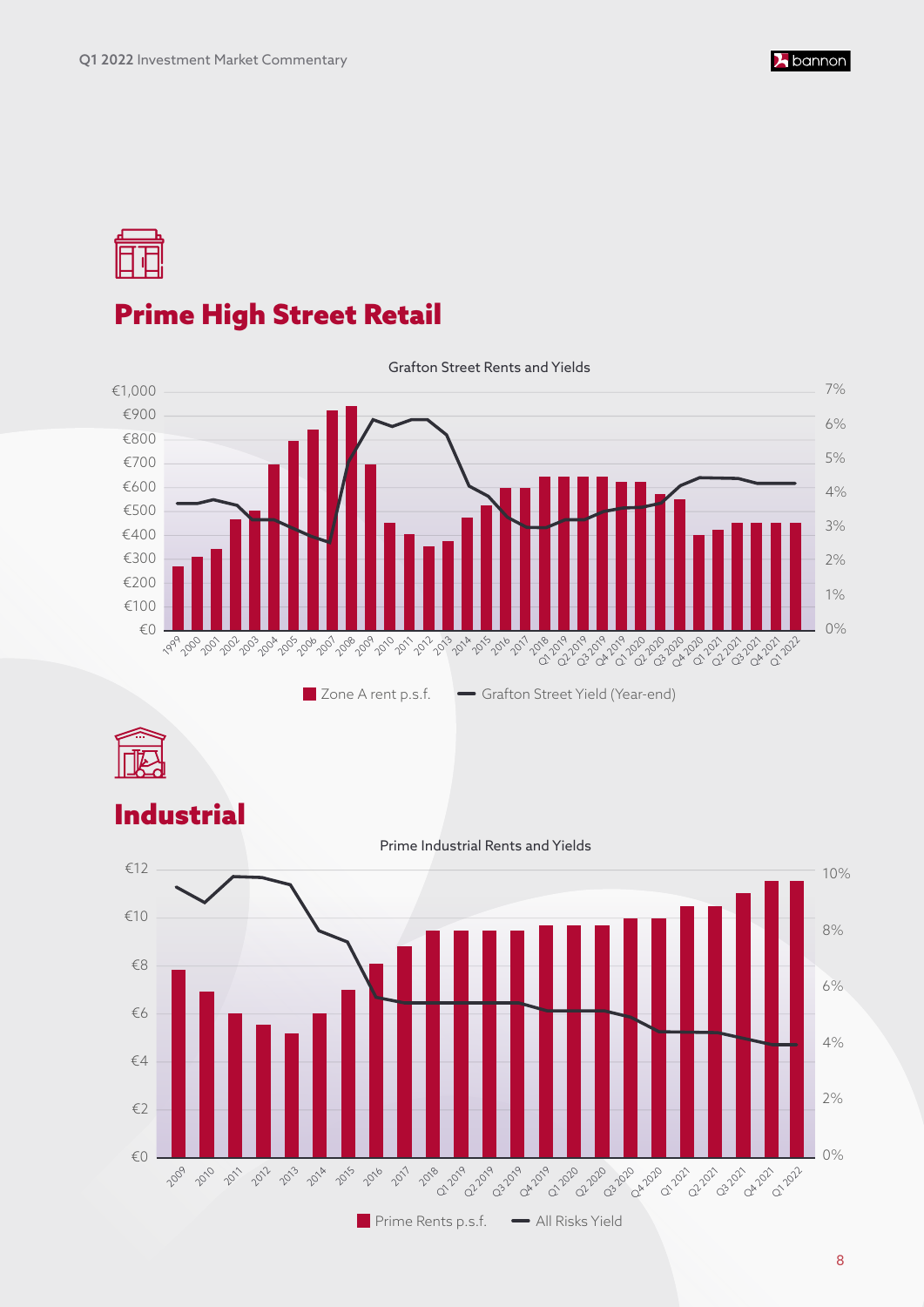## Prime High Street Retail

Grafton Street Rents and Yields

Zone A rent p.s.f. — Grafton Street Yield (Year-end)

## Industrial

Prime Industrial Rents and Yields

Prime Rents p.s.f. — All Risks Yield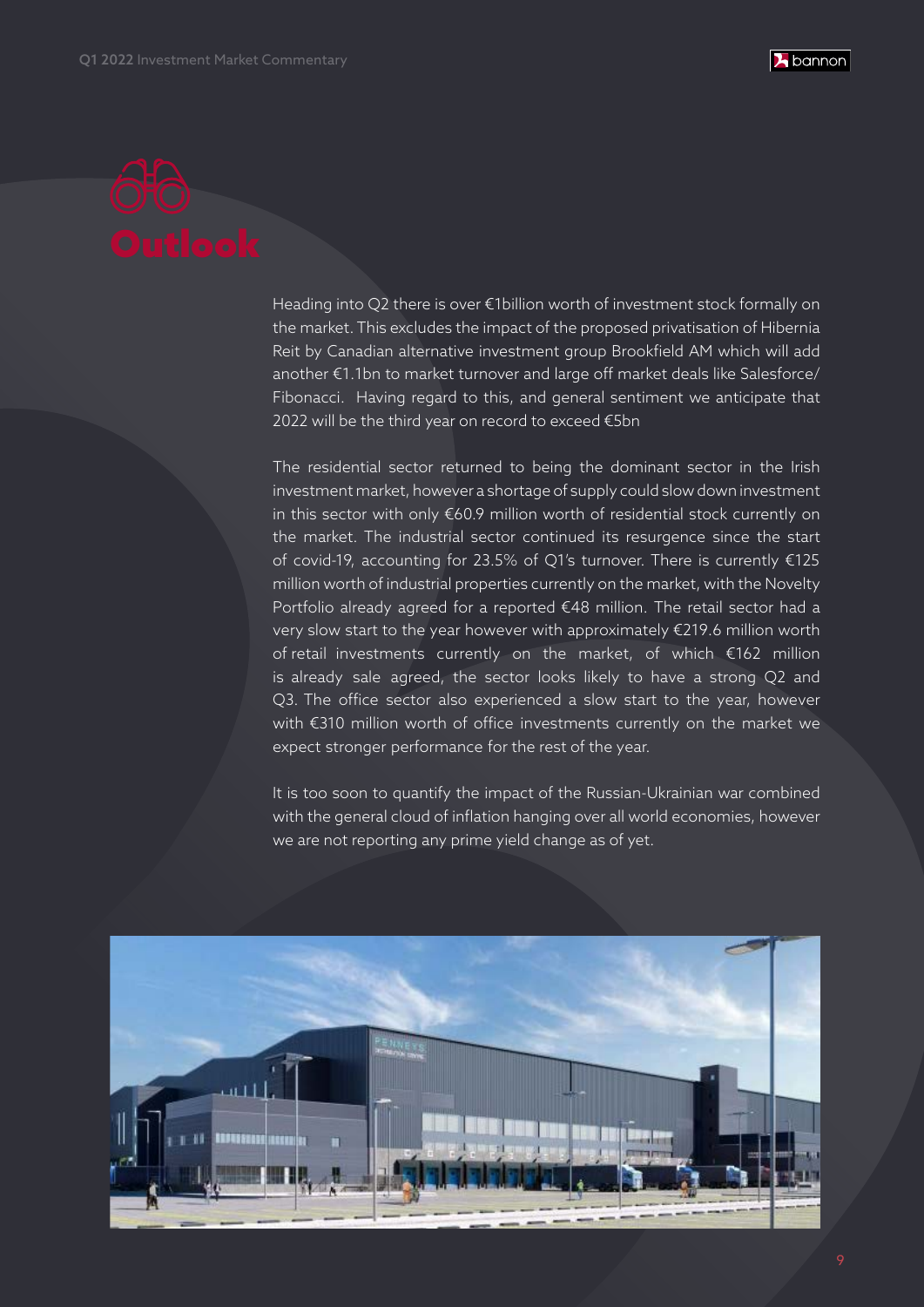# Outlook

Heading into Q2 there is over €1billion worth of investment stock formally on the market. This excludes the impact of the proposed privatisation of Hibernia Reit by Canadian alternative investment group Brookfield AM which will add another €1.1bn to market turnover and large off market deals like Salesforce/Fibonacci. Having regard to this, and general sentiment we anticipate that 2022 will be the third year on record to exceed €5bn

The residential sector returned to being the dominant sector in the Irish investment market, however a shortage of supply could slow down investment in this sector with only €60.9 million worth of residential stock currently on the market. The industrial sector continued its resurgence since the start of covid-19, accounting for 23.5% of Q1's turnover. There is currently €125 million worth of industrial properties currently on the market, with the Novelty Portfolio already agreed for a reported €48 million. The retail sector had a very slow start to the year however with approximately €219.6 million worth of retail investments currently on the market, of which €162 million is already sale agreed, the sector looks likely to have a strong Q2 and Q3. The office sector also experienced a slow start to the year, however with €310 million worth of office investments currently on the market we expect stronger performance for the rest of the year.

It is too soon to quantify the impact of the Russian-Ukrainian war combined with the general cloud of inflation hanging over all world economies, however we are not reporting any prime yield change as of yet.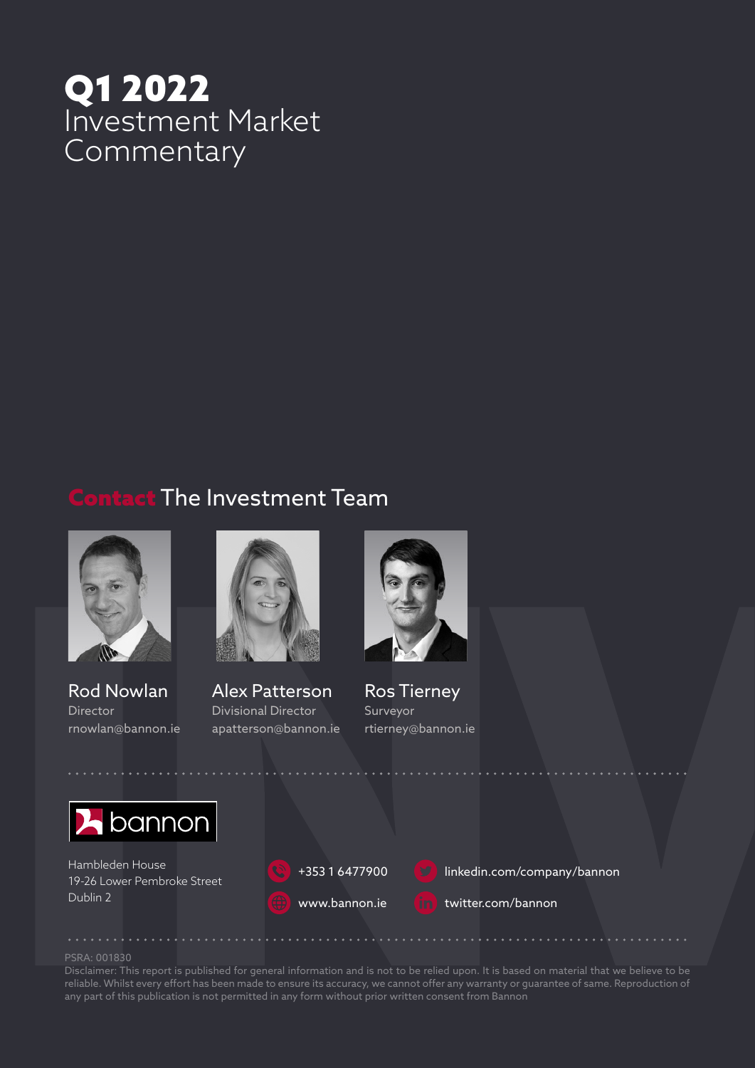# **Q1 2022** Investment Market Commentary

## **Contact** The Investment Team

**Rod Nowlan**
Director
rnowlan@bannon.ie

**Alex Patterson**
Divisional Director
apatterson@bannon.ie

**Ros Tierney**
Surveyor
rtierney@bannon.ie

bannon

Hambleden House
19-26 Lower Pembroke Street
Dublin 2

+353 1 6477900

www.bannon.ie

linkedin.com/company/bannon

twitter.com/bannon

PSRA: 001830

Disclaimer: This report is published for general information and is not to be relied upon. It is based on material that we believe to be reliable. Whilst every effort has been made to ensure its accuracy, we cannot offer any warranty or guarantee of same. Reproduction of any part of this publication is not permitted in any form without prior written consent from Bannon